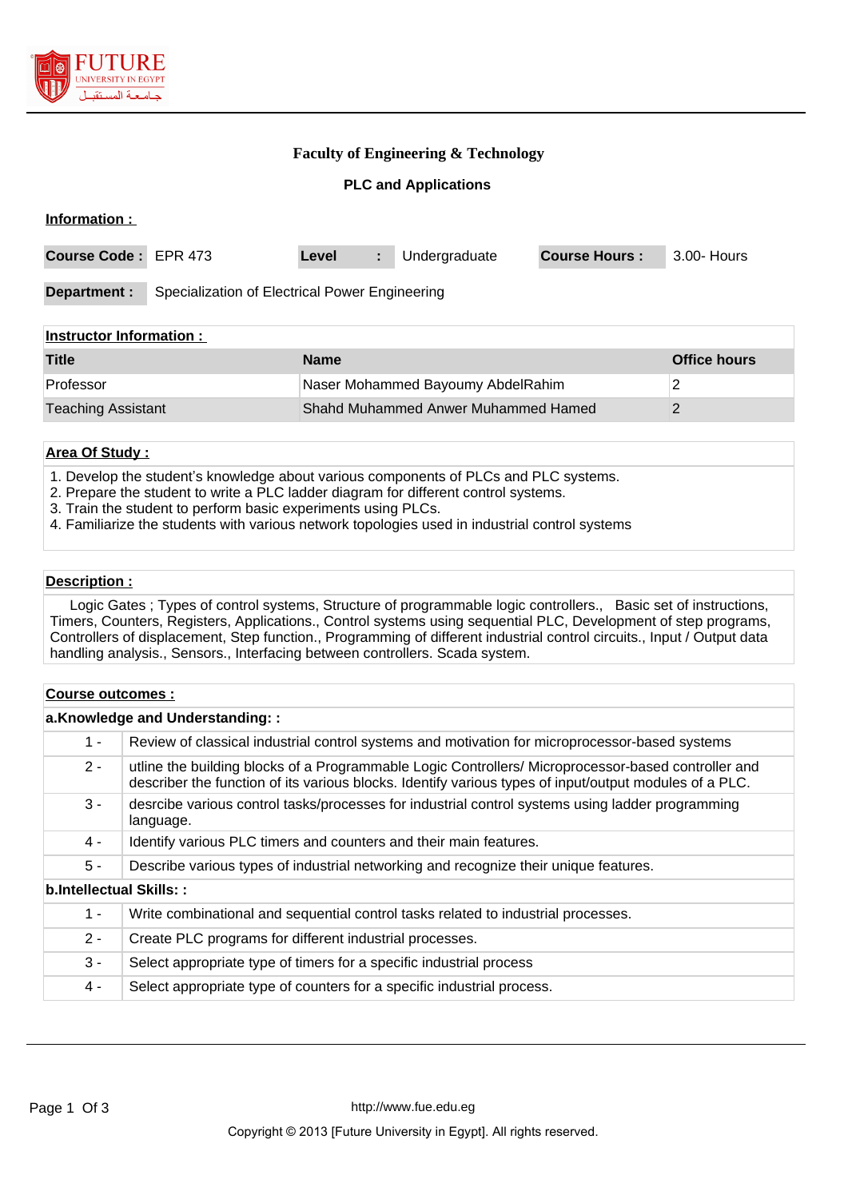# Faculty of Engineering & Technology

## PLC and Applications

**Information :**

| Course Code : | EPR 473 | Level : | Undergraduate | Course Hours : | 3.00- Hours |
|---|---|---|---|---|---|

**Department :** Specialization of Electrical Power Engineering

**Instructor Information :**

| Title | Name | Office hours |
|---|---|---|
| Professor | Naser Mohammed Bayoumy AbdelRahim | 2 |
| Teaching Assistant | Shahd Muhammed Anwer Muhammed Hamed | 2 |

**Area Of Study :**

1. Develop the student’s knowledge about various components of PLCs and PLC systems.
2. Prepare the student to write a PLC ladder diagram for different control systems.
3. Train the student to perform basic experiments using PLCs.
4. Familiarize the students with various network topologies used in industrial control systems

**Description :**

Logic Gates ; Types of control systems, Structure of programmable logic controllers., Basic set of instructions, Timers, Counters, Registers, Applications., Control systems using sequential PLC, Development of step programs, Controllers of displacement, Step function., Programming of different industrial control circuits., Input / Output data handling analysis., Sensors., Interfacing between controllers. Scada system.

**Course outcomes :**

**a.Knowledge and Understanding: :**

| | |
|---|---|
| 1 - | Review of classical industrial control systems and motivation for microprocessor-based systems |
| 2 - | utline the building blocks of a Programmable Logic Controllers/ Microprocessor-based controller and describer the function of its various blocks. Identify various types of input/output modules of a PLC. |
| 3 - | desrcibe various control tasks/processes for industrial control systems using ladder programming language. |
| 4 - | Identify various PLC timers and counters and their main features. |
| 5 - | Describe various types of industrial networking and recognize their unique features. |

**b.Intellectual Skills: :**

| | |
|---|---|
| 1 - | Write combinational and sequential control tasks related to industrial processes. |
| 2 - | Create PLC programs for different industrial processes. |
| 3 - | Select appropriate type of timers for a specific industrial process |
| 4 - | Select appropriate type of counters for a specific industrial process. |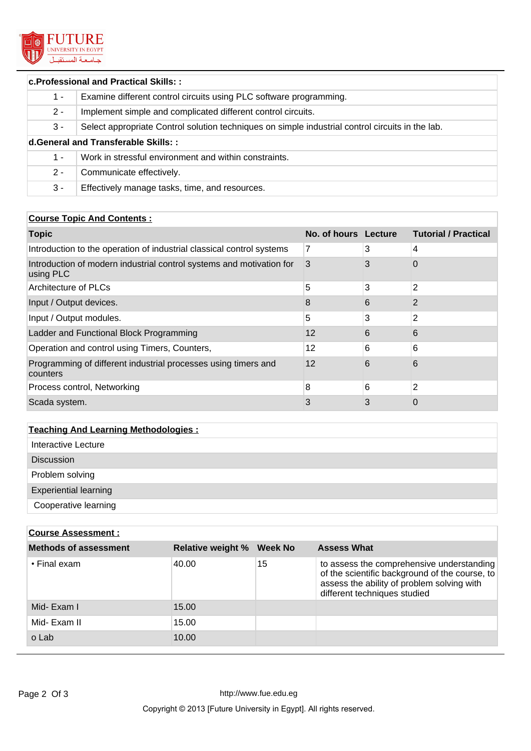| c.Professional and Practical Skills: : | |
|---|---|
| 1 - | Examine different control circuits using PLC software programming. |
| 2 - | Implement simple and complicated different control circuits. |
| 3 - | Select appropriate Control solution techniques on simple industrial control circuits in the lab. |

| d.General and Transferable Skills: : | |
|---|---|
| 1 - | Work in stressful environment and within constraints. |
| 2 - | Communicate effectively. |
| 3 - | Effectively manage tasks, time, and resources. |

**Course Topic And Contents :**

| Topic | No. of hours | Lecture | Tutorial / Practical |
|---|---|---|---|
| Introduction to the operation of industrial classical control systems | 7 | 3 | 4 |
| Introduction of modern industrial control systems and motivation for using PLC | 3 | 3 | 0 |
| Architecture of PLCs | 5 | 3 | 2 |
| Input / Output devices. | 8 | 6 | 2 |
| Input / Output modules. | 5 | 3 | 2 |
| Ladder and Functional Block Programming | 12 | 6 | 6 |
| Operation and control using Timers, Counters, | 12 | 6 | 6 |
| Programming of different industrial processes using timers and counters | 12 | 6 | 6 |
| Process control, Networking | 8 | 6 | 2 |
| Scada system. | 3 | 3 | 0 |

**Teaching And Learning Methodologies :**

- Interactive Lecture
- Discussion
- Problem solving
- Experiential learning
- Cooperative learning

**Course Assessment :**

| Methods of assessment | Relative weight % | Week No | Assess What |
|---|---|---|---|
| • Final exam | 40.00 | 15 | to assess the comprehensive understanding of the scientific background of the course, to assess the ability of problem solving with different techniques studied |
| Mid- Exam I | 15.00 | | |
| Mid- Exam II | 15.00 | | |
| o Lab | 10.00 | | |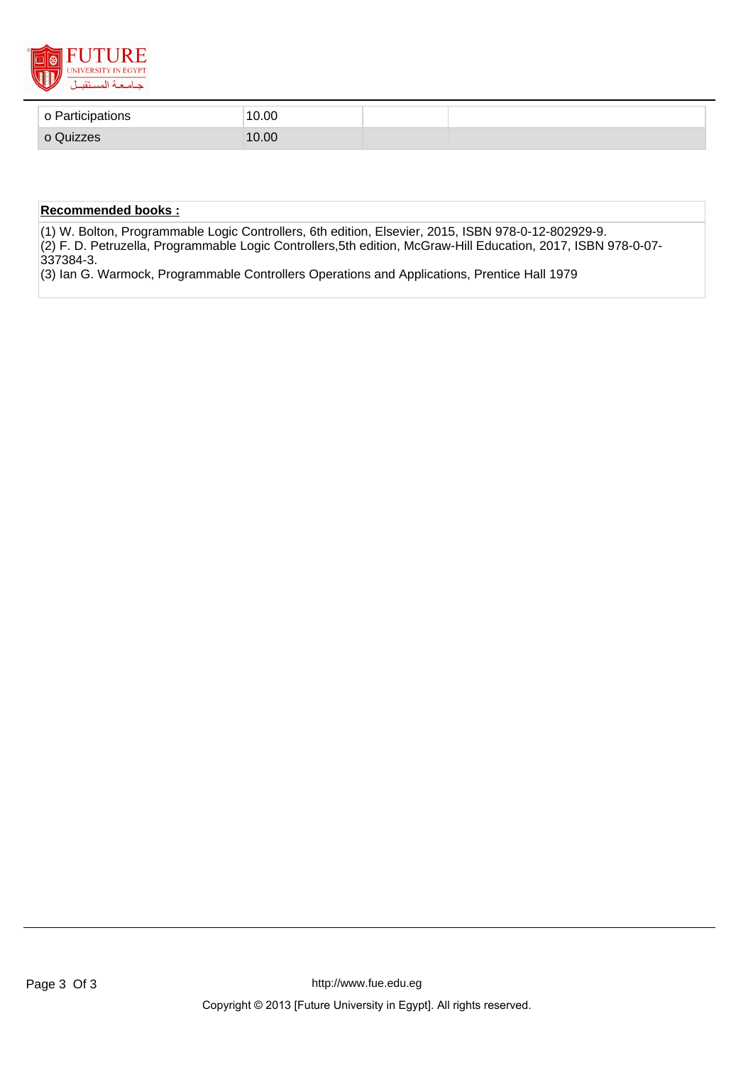| | | | |
|---|---|---|---|
| o Participations | 10.00 | | |
| o Quizzes | 10.00 | | |

**Recommended books :**

(1) W. Bolton, Programmable Logic Controllers, 6th edition, Elsevier, 2015, ISBN 978-0-12-802929-9.
(2) F. D. Petruzella, Programmable Logic Controllers,5th edition, McGraw-Hill Education, 2017, ISBN 978-0-07-337384-3.
(3) Ian G. Warmock, Programmable Controllers Operations and Applications, Prentice Hall 1979

http://www.fue.edu.eg

Copyright © 2013 [Future University in Egypt]. All rights reserved.